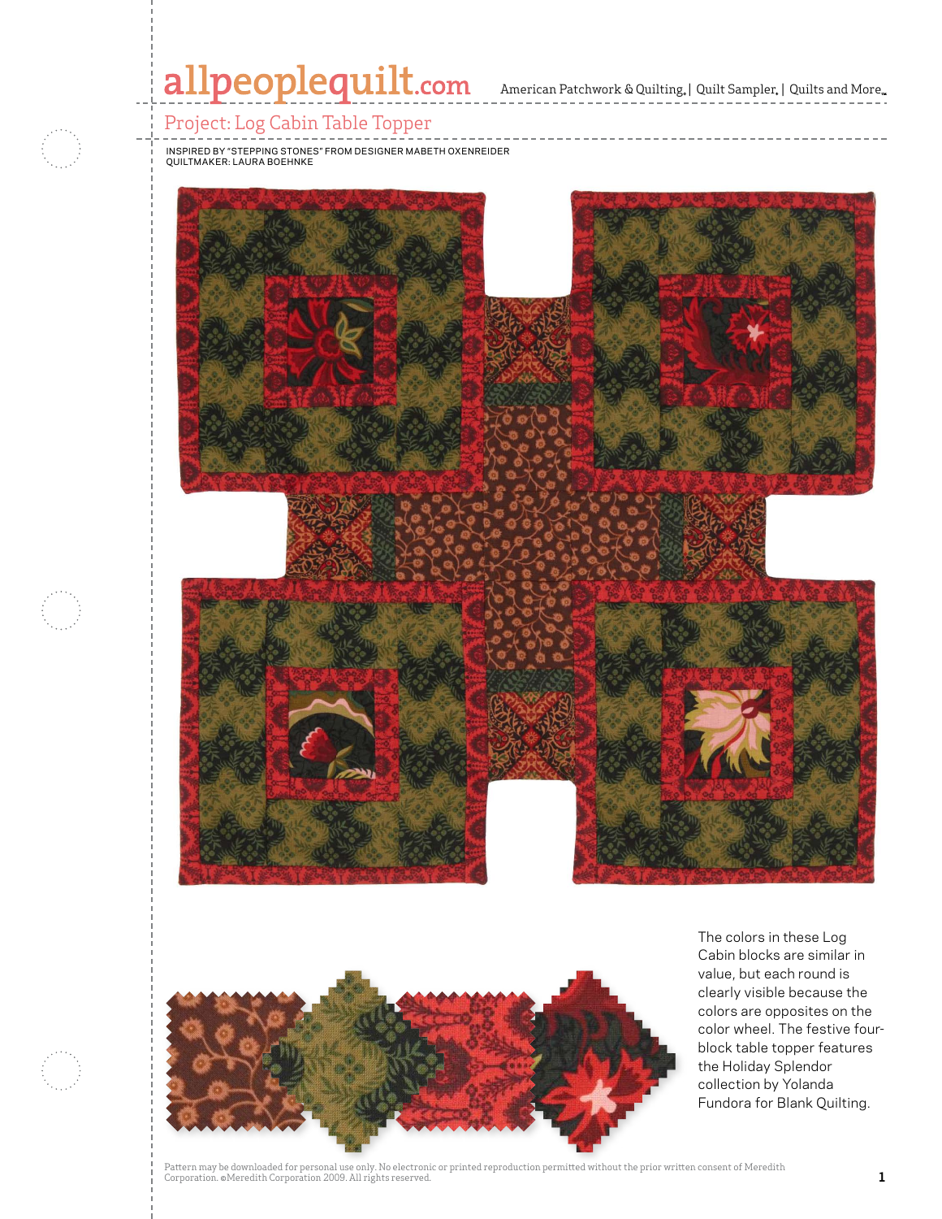# Project: Log Cabin Table Topper

INSPIRED BY "STEPPING STONES" FROM DESIGNER MABETH OXENREIDER
QUILTMAKER: LAURA BOEHNKE

The colors in these Log Cabin blocks are similar in value, but each round is clearly visible because the colors are opposites on the color wheel. The festive four-block table topper features the Holiday Splendor collection by Yolanda Fundora for Blank Quilting.

Pattern may be downloaded for personal use only. No electronic or printed reproduction permitted without the prior written consent of Meredith Corporation. ©Meredith Corporation 2009. All rights reserved.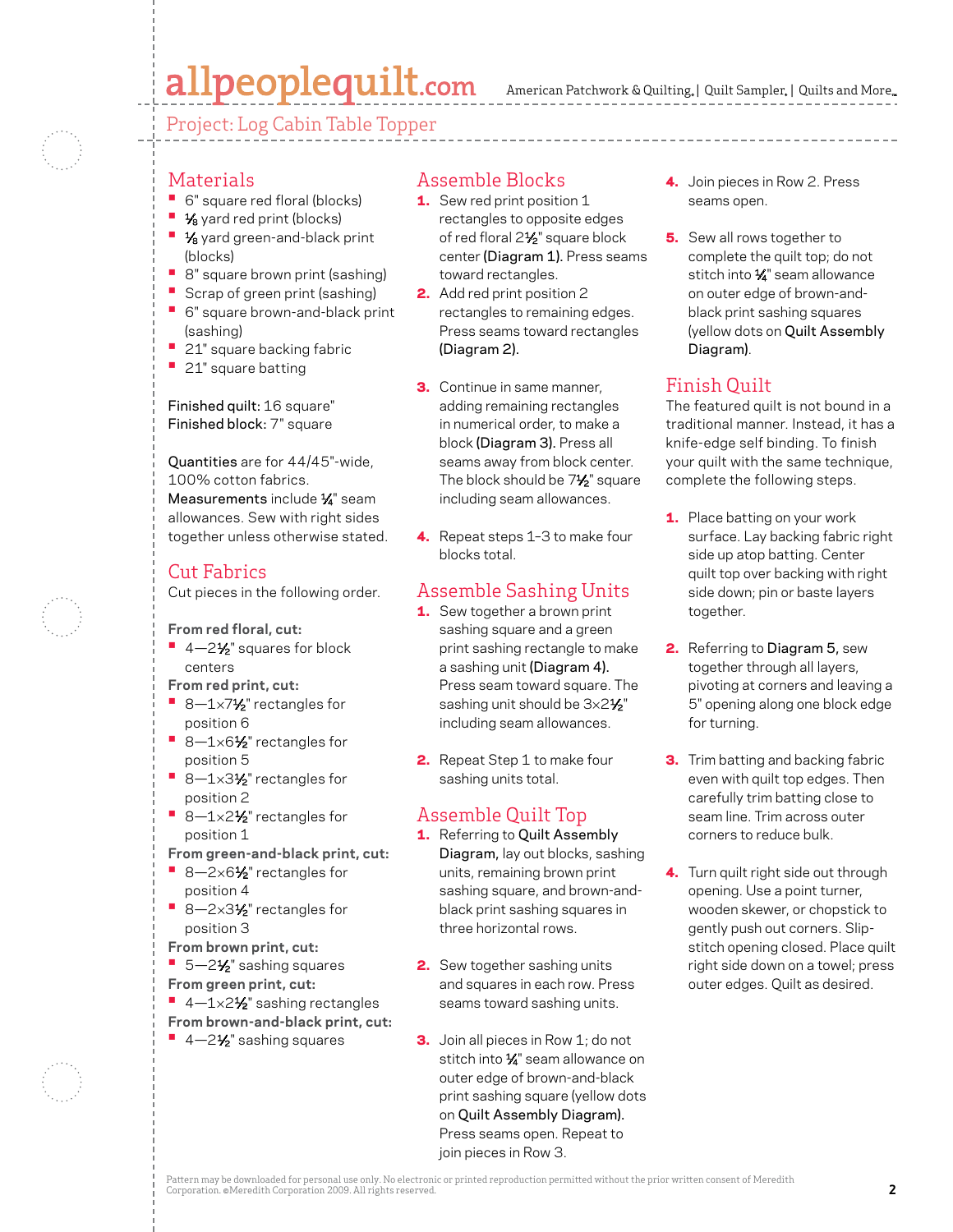# Project: Log Cabin Table Topper

## Materials

- 6" square red floral (blocks)
- ⅛ yard red print (blocks)
- ⅛ yard green-and-black print (blocks)
- 8" square brown print (sashing)
- Scrap of green print (sashing)
- 6" square brown-and-black print (sashing)
- 21" square backing fabric
- 21" square batting

**Finished quilt:** 16 square"
**Finished block:** 7" square

**Quantities** are for 44/45"-wide, 100% cotton fabrics.
**Measurements** include ¼" seam allowances. Sew with right sides together unless otherwise stated.

## Cut Fabrics

Cut pieces in the following order.

**From red floral, cut:**
- 4—2½" squares for block centers

**From red print, cut:**
- 8—1×7½" rectangles for position 6
- 8—1×6½" rectangles for position 5
- 8—1×3½" rectangles for position 2
- 8—1×2½" rectangles for position 1

**From green-and-black print, cut:**
- 8—2×6½" rectangles for position 4
- 8—2×3½" rectangles for position 3

**From brown print, cut:**
- 5—2½" sashing squares

**From green print, cut:**
- 4—1×2½" sashing rectangles

**From brown-and-black print, cut:**
- 4—2½" sashing squares

## Assemble Blocks

1. Sew red print position 1 rectangles to opposite edges of red floral 2½" square block center **(Diagram 1).** Press seams toward rectangles.
2. Add red print position 2 rectangles to remaining edges. Press seams toward rectangles **(Diagram 2).**
3. Continue in same manner, adding remaining rectangles in numerical order, to make a block **(Diagram 3).** Press all seams away from block center. The block should be 7½" square including seam allowances.
4. Repeat steps 1–3 to make four blocks total.

## Assemble Sashing Units

1. Sew together a brown print sashing square and a green print sashing rectangle to make a sashing unit **(Diagram 4).** Press seam toward square. The sashing unit should be 3×2½" including seam allowances.
2. Repeat Step 1 to make four sashing units total.

## Assemble Quilt Top

1. Referring to **Quilt Assembly Diagram,** lay out blocks, sashing units, remaining brown print sashing square, and brown-and-black print sashing squares in three horizontal rows.
2. Sew together sashing units and squares in each row. Press seams toward sashing units.
3. Join all pieces in Row 1; do not stitch into ¼" seam allowance on outer edge of brown-and-black print sashing square (yellow dots on **Quilt Assembly Diagram**). Press seams open. Repeat to join pieces in Row 3.
4. Join pieces in Row 2. Press seams open.
5. Sew all rows together to complete the quilt top; do not stitch into ¼" seam allowance on outer edge of brown-and-black print sashing squares (yellow dots on **Quilt Assembly Diagram**).

## Finish Quilt

The featured quilt is not bound in a traditional manner. Instead, it has a knife-edge self binding. To finish your quilt with the same technique, complete the following steps.

1. Place batting on your work surface. Lay backing fabric right side up atop batting. Center quilt top over backing with right side down; pin or baste layers together.
2. Referring to **Diagram 5,** sew together through all layers, pivoting at corners and leaving a 5" opening along one block edge for turning.
3. Trim batting and backing fabric even with quilt top edges. Then carefully trim batting close to seam line. Trim across outer corners to reduce bulk.
4. Turn quilt right side out through opening. Use a point turner, wooden skewer, or chopstick to gently push out corners. Slip-stitch opening closed. Place quilt right side down on a towel; press outer edges. Quilt as desired.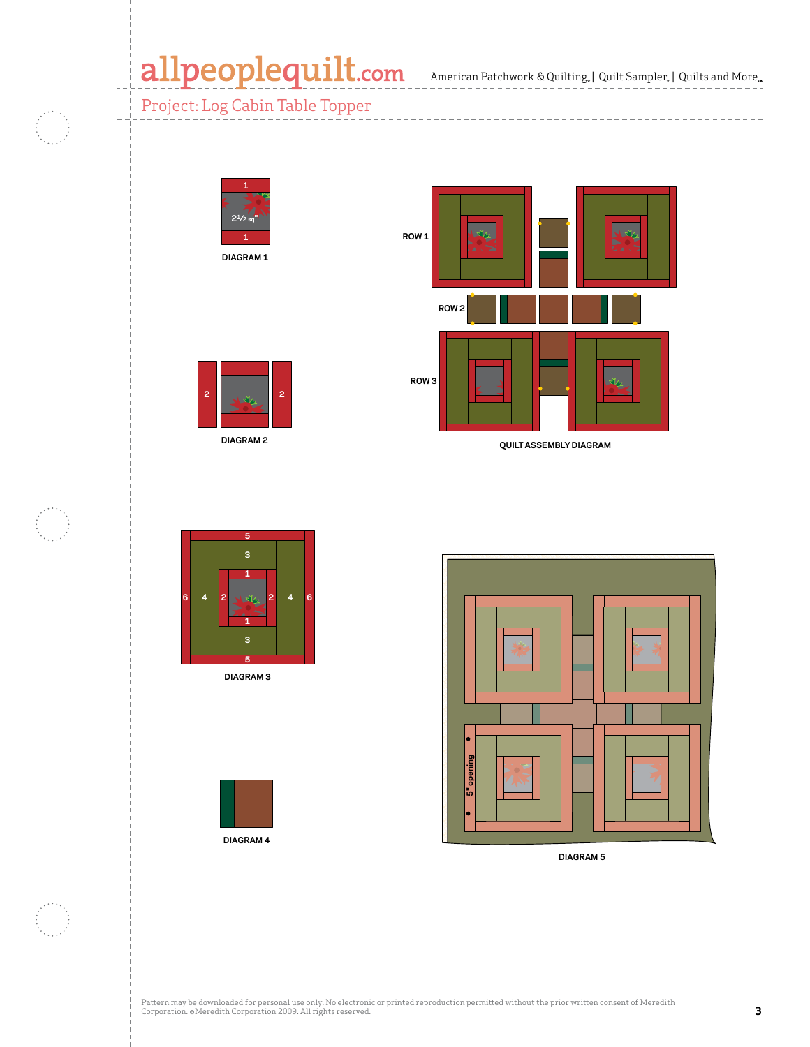Project: Log Cabin Table Topper

1

$2\frac{1}{2}$ sq"

1

DIAGRAM 1

2

2

DIAGRAM 2

5

3

1

6 4 2 2 4 6

1

3

5

DIAGRAM 3

DIAGRAM 4

ROW 1

ROW 2

ROW 3

QUILT ASSEMBLY DIAGRAM

5" opening

DIAGRAM 5

Pattern may be downloaded for personal use only. No electronic or printed reproduction permitted without the prior written consent of Meredith Corporation. ©Meredith Corporation 2009. All rights reserved.